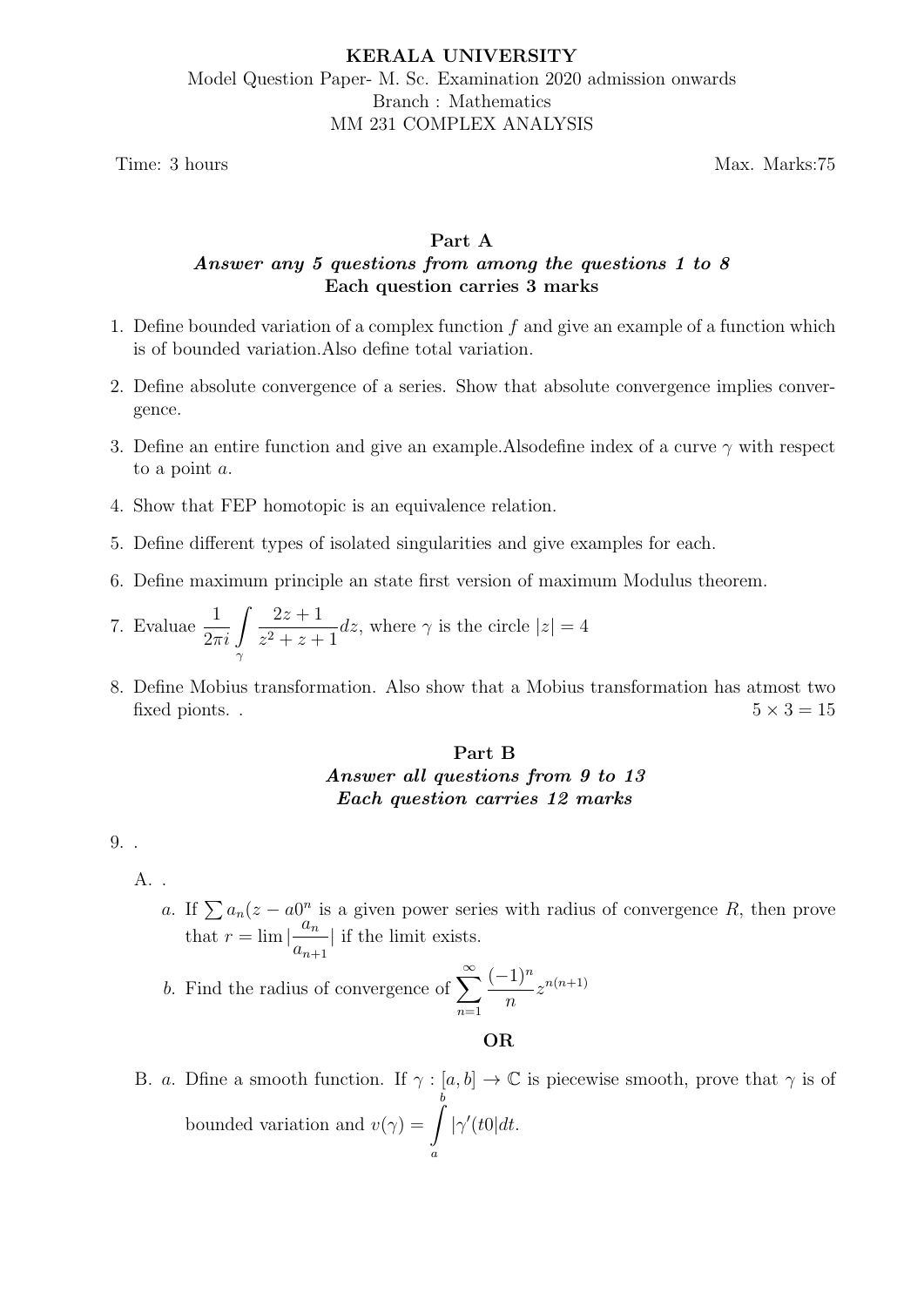**KERALA UNIVERSITY**

Model Question Paper- M. Sc. Examination 2020 admission onwards

Branch : Mathematics

MM 231 COMPLEX ANALYSIS

Time: 3 hours | Max. Marks:75

## Part A

***Answer any 5 questions from among the questions 1 to 8***

**Each question carries 3 marks**

1. Define bounded variation of a complex function $f$ and give an example of a function which is of bounded variation.Also define total variation.
2. Define absolute convergence of a series. Show that absolute convergence implies convergence.
3. Define an entire function and give an example.Alsodefine index of a curve $\gamma$ with respect to a point $a$.
4. Show that FEP homotopic is an equivalence relation.
5. Define different types of isolated singularities and give examples for each.
6. Define maximum principle an state first version of maximum Modulus theorem.
7. Evaluae $\frac{1}{2\pi i} \int\limits_{\gamma} \frac{2z+1}{z^2+z+1} dz$, where $\gamma$ is the circle $|z| = 4$
8. Define Mobius transformation. Also show that a Mobius transformation has atmost two fixed pionts. . $5 \times 3 = 15$

## Part B

***Answer all questions from 9 to 13***

***Each question carries 12 marks***

9. .

   A. .

   *a.* If $\sum a_n(z - a0^n$ is a given power series with radius of convergence $R$, then prove that $r = \lim |\frac{a_n}{a_{n+1}}|$ if the limit exists.

   *b.* Find the radius of convergence of $\sum\limits_{n=1}^{\infty} \frac{(-1)^n}{n} z^{n(n+1)}$

   **OR**

   B. *a.* Dfine a smooth function. If $\gamma : [a, b] \to \mathbb{C}$ is piecewise smooth, prove that $\gamma$ is of bounded variation and $v(\gamma) = \int\limits_a^b |\gamma'(t0|dt$.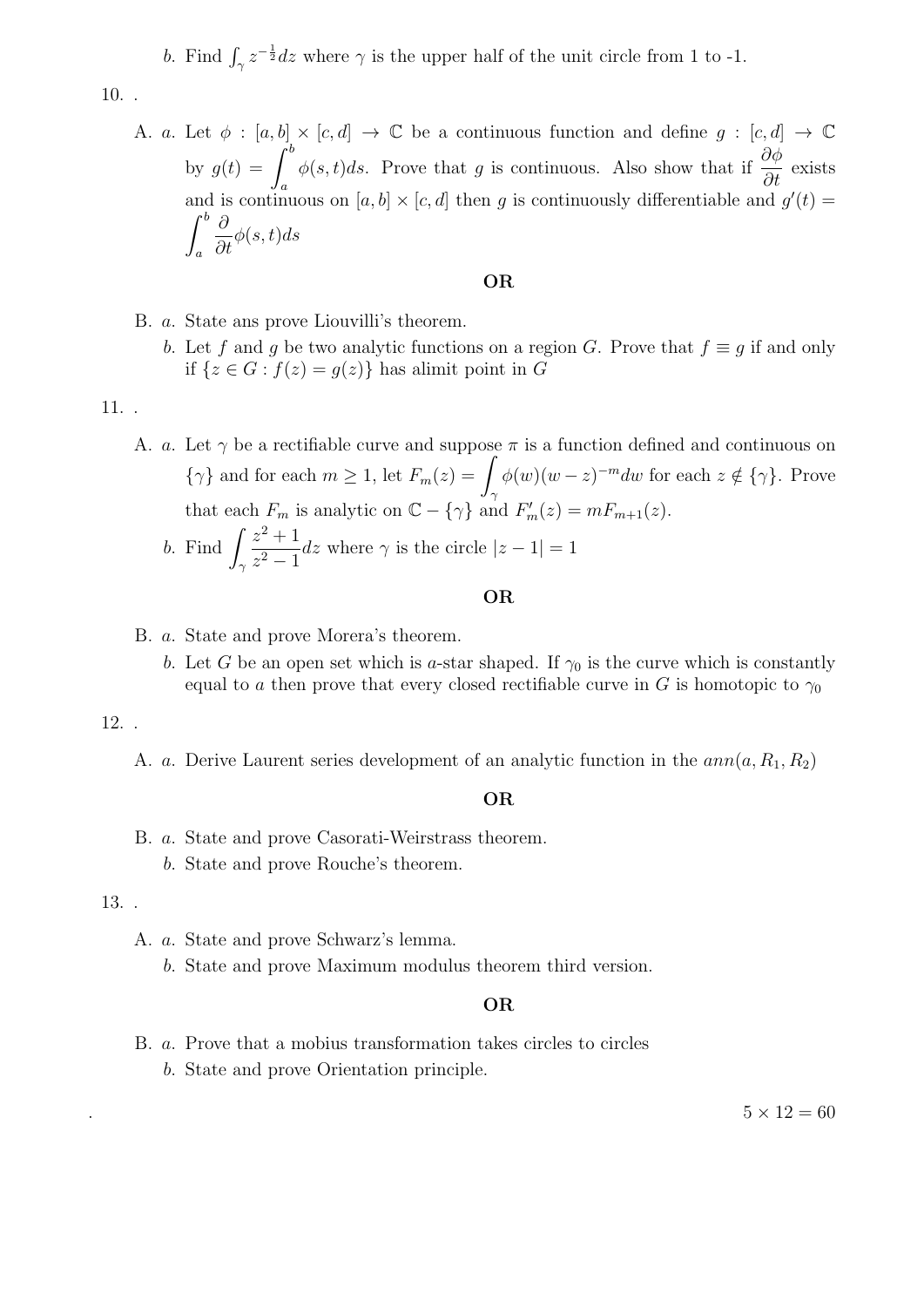*b.* Find $\int_\gamma z^{-\frac{1}{2}} dz$ where $\gamma$ is the upper half of the unit circle from 1 to -1.

10. .

A. *a.* Let $\phi : [a,b] \times [c,d] \to \mathbb{C}$ be a continuous function and define $g : [c,d] \to \mathbb{C}$ by $g(t) = \displaystyle\int_a^b \phi(s,t)ds$. Prove that $g$ is continuous. Also show that if $\dfrac{\partial \phi}{\partial t}$ exists and is continuous on $[a,b] \times [c,d]$ then $g$ is continuously differentiable and $g'(t) = \displaystyle\int_a^b \frac{\partial}{\partial t}\phi(s,t)ds$

**OR**

B. *a.* State ans prove Liouvilli's theorem.

*b.* Let $f$ and $g$ be two analytic functions on a region $G$. Prove that $f \equiv g$ if and only if $\{z \in G : f(z) = g(z)\}$ has alimit point in $G$

11. .

A. *a.* Let $\gamma$ be a rectifiable curve and suppose $\pi$ is a function defined and continuous on $\{\gamma\}$ and for each $m \geq 1$, let $F_m(z) = \displaystyle\int_\gamma \phi(w)(w-z)^{-m}dw$ for each $z \notin \{\gamma\}$. Prove that each $F_m$ is analytic on $\mathbb{C} - \{\gamma\}$ and $F_m'(z) = mF_{m+1}(z)$.

*b.* Find $\displaystyle\int_\gamma \frac{z^2+1}{z^2-1}dz$ where $\gamma$ is the circle $|z-1| = 1$

**OR**

B. *a.* State and prove Morera's theorem.

*b.* Let $G$ be an open set which is $a$-star shaped. If $\gamma_0$ is the curve which is constantly equal to $a$ then prove that every closed rectifiable curve in $G$ is homotopic to $\gamma_0$

12. .

A. *a.* Derive Laurent series development of an analytic function in the $ann(a, R_1, R_2)$

**OR**

B. *a.* State and prove Casorati-Weirstrass theorem.

*b.* State and prove Rouche's theorem.

13. .

A. *a.* State and prove Schwarz's lemma.

*b.* State and prove Maximum modulus theorem third version.

**OR**

B. *a.* Prove that a mobius transformation takes circles to circles

*b.* State and prove Orientation principle.

$5 \times 12 = 60$